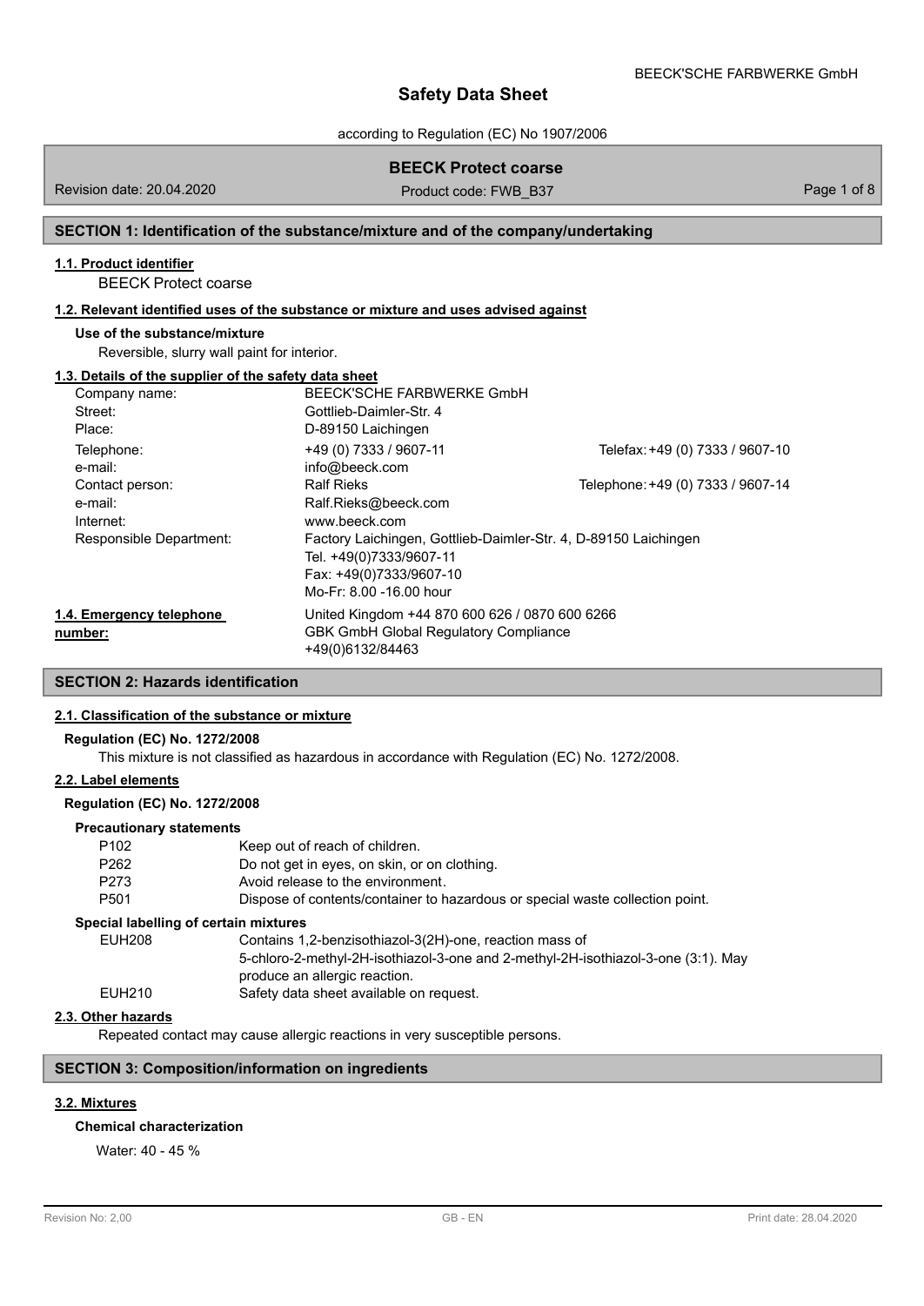# Safety Data Sheet

according to Regulation (EC) No 1907/2006

## BEECK Protect coarse

Revision date: 20.04.2020 | Product code: FWB_B37

## SECTION 1: Identification of the substance/mixture and of the company/undertaking

### 1.1. Product identifier

BEECK Protect coarse

### 1.2. Relevant identified uses of the substance or mixture and uses advised against

**Use of the substance/mixture**

Reversible, slurry wall paint for interior.

### 1.3. Details of the supplier of the safety data sheet

| | | |
|---|---|---|
| Company name: | BEECK'SCHE FARBWERKE GmbH | |
| Street: | Gottlieb-Daimler-Str. 4 | |
| Place: | D-89150 Laichingen | |
| Telephone: | +49 (0) 7333 / 9607-11 | Telefax: +49 (0) 7333 / 9607-10 |
| e-mail: | info@beeck.com | |
| Contact person: | Ralf Rieks | Telephone: +49 (0) 7333 / 9607-14 |
| e-mail: | Ralf.Rieks@beeck.com | |
| Internet: | www.beeck.com | |
| Responsible Department: | Factory Laichingen, Gottlieb-Daimler-Str. 4, D-89150 Laichingen<br>Tel. +49(0)7333/9607-11<br>Fax: +49(0)7333/9607-10<br>Mo-Fr: 8.00 -16.00 hour | |

### 1.4. Emergency telephone number:

United Kingdom +44 870 600 626 / 0870 600 6266
GBK GmbH Global Regulatory Compliance
+49(0)6132/84463

## SECTION 2: Hazards identification

### 2.1. Classification of the substance or mixture

**Regulation (EC) No. 1272/2008**

This mixture is not classified as hazardous in accordance with Regulation (EC) No. 1272/2008.

### 2.2. Label elements

**Regulation (EC) No. 1272/2008**

**Precautionary statements**

| | |
|---|---|
| P102 | Keep out of reach of children. |
| P262 | Do not get in eyes, on skin, or on clothing. |
| P273 | Avoid release to the environment. |
| P501 | Dispose of contents/container to hazardous or special waste collection point. |

**Special labelling of certain mixtures**

| | |
|---|---|
| EUH208 | Contains 1,2-benzisothiazol-3(2H)-one, reaction mass of 5-chloro-2-methyl-2H-isothiazol-3-one and 2-methyl-2H-isothiazol-3-one (3:1). May produce an allergic reaction. |
| EUH210 | Safety data sheet available on request. |

### 2.3. Other hazards

Repeated contact may cause allergic reactions in very susceptible persons.

## SECTION 3: Composition/information on ingredients

### 3.2. Mixtures

**Chemical characterization**

Water: 40 - 45 %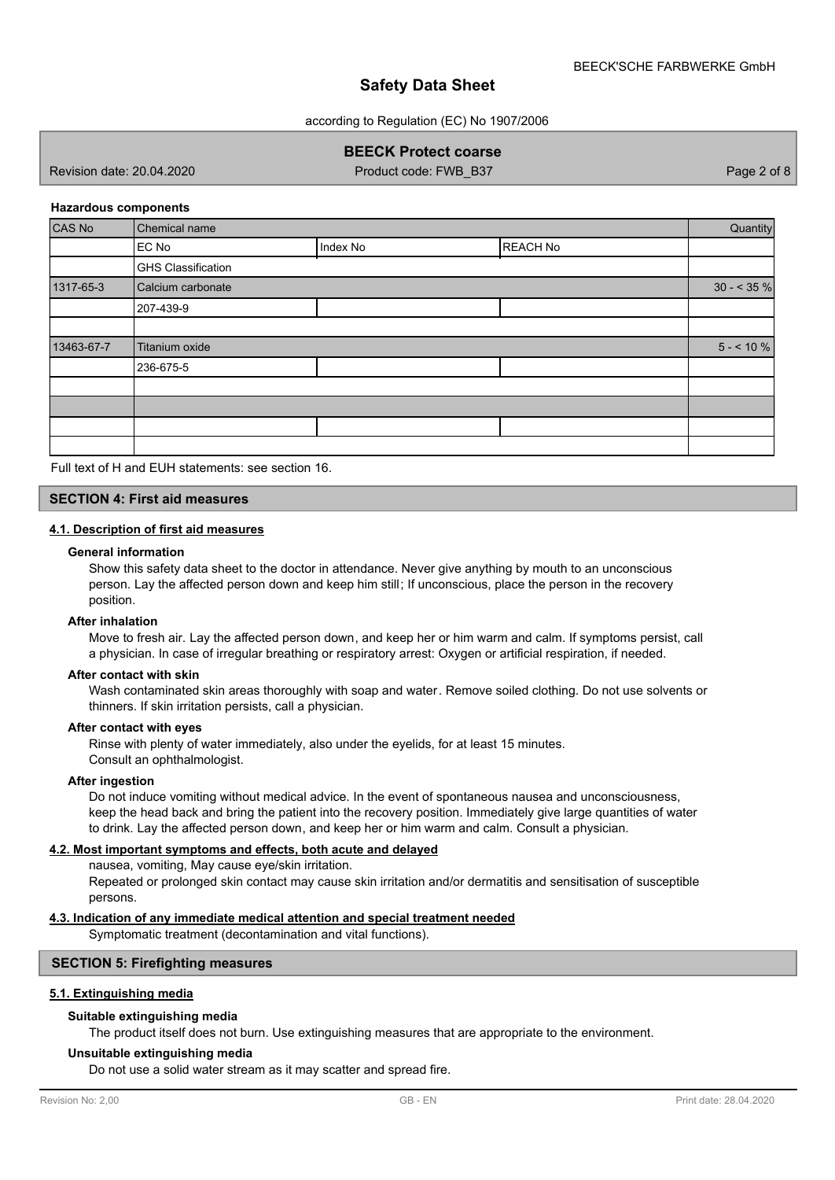**Hazardous components**

| CAS No | Chemical name | | | Quantity |
|---|---|---|---|---|
| | EC No | Index No | REACH No | |
| | GHS Classification | | | |
| 1317-65-3 | Calcium carbonate | | | 30 - < 35 % |
| | 207-439-9 | | | |
| | | | | |
| 13463-67-7 | Titanium oxide | | | 5 - < 10 % |
| | 236-675-5 | | | |
| | | | | |
| | | | | |
| | | | | |
| | | | | |

Full text of H and EUH statements: see section 16.

## SECTION 4: First aid measures

### 4.1. Description of first aid measures

**General information**

Show this safety data sheet to the doctor in attendance. Never give anything by mouth to an unconscious person. Lay the affected person down and keep him still; If unconscious, place the person in the recovery position.

**After inhalation**

Move to fresh air. Lay the affected person down, and keep her or him warm and calm. If symptoms persist, call a physician. In case of irregular breathing or respiratory arrest: Oxygen or artificial respiration, if needed.

**After contact with skin**

Wash contaminated skin areas thoroughly with soap and water. Remove soiled clothing. Do not use solvents or thinners. If skin irritation persists, call a physician.

**After contact with eyes**

Rinse with plenty of water immediately, also under the eyelids, for at least 15 minutes.
Consult an ophthalmologist.

**After ingestion**

Do not induce vomiting without medical advice. In the event of spontaneous nausea and unconsciousness, keep the head back and bring the patient into the recovery position. Immediately give large quantities of water to drink. Lay the affected person down, and keep her or him warm and calm. Consult a physician.

### 4.2. Most important symptoms and effects, both acute and delayed

nausea, vomiting, May cause eye/skin irritation.
Repeated or prolonged skin contact may cause skin irritation and/or dermatitis and sensitisation of susceptible persons.

### 4.3. Indication of any immediate medical attention and special treatment needed

Symptomatic treatment (decontamination and vital functions).

## SECTION 5: Firefighting measures

### 5.1. Extinguishing media

**Suitable extinguishing media**

The product itself does not burn. Use extinguishing measures that are appropriate to the environment.

**Unsuitable extinguishing media**

Do not use a solid water stream as it may scatter and spread fire.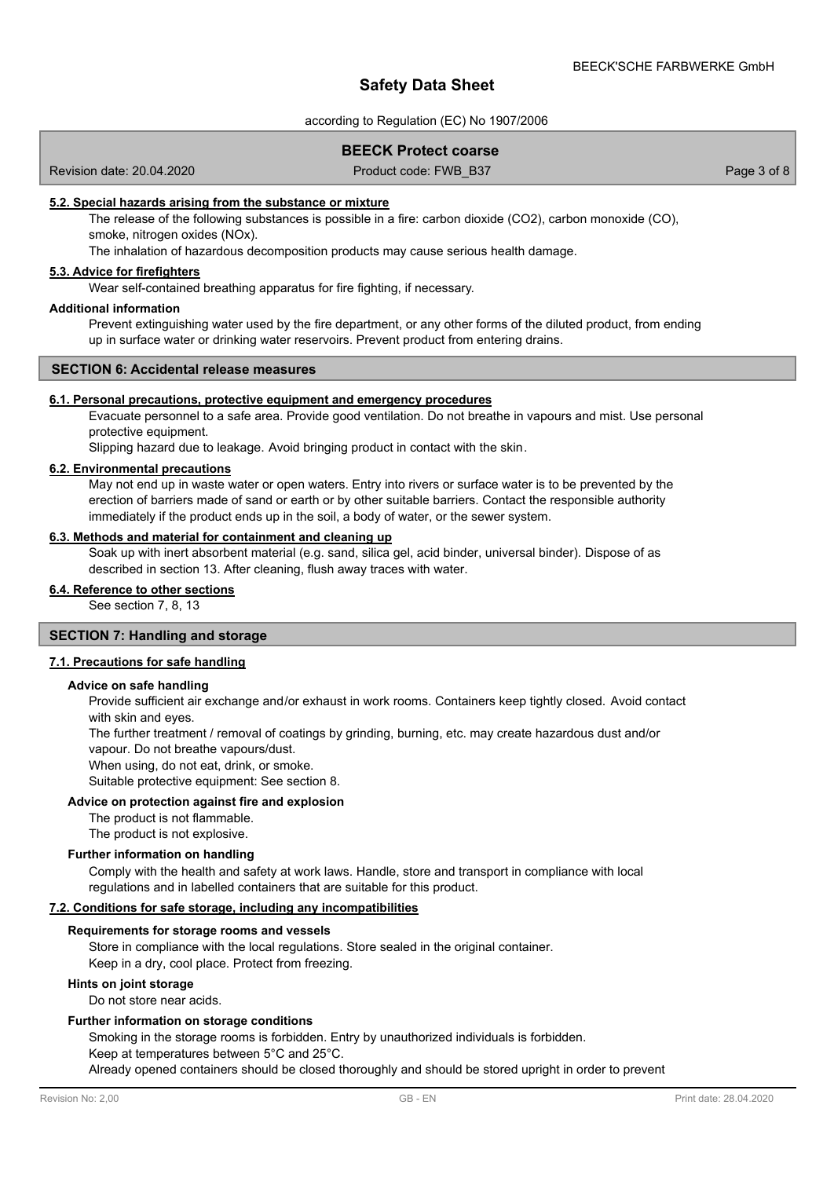#### 5.2. Special hazards arising from the substance or mixture

The release of the following substances is possible in a fire: carbon dioxide ($CO_2$), carbon monoxide (CO), smoke, nitrogen oxides ($NO_x$).

The inhalation of hazardous decomposition products may cause serious health damage.

#### 5.3. Advice for firefighters

Wear self-contained breathing apparatus for fire fighting, if necessary.

**Additional information**

Prevent extinguishing water used by the fire department, or any other forms of the diluted product, from ending up in surface water or drinking water reservoirs. Prevent product from entering drains.

## SECTION 6: Accidental release measures

#### 6.1. Personal precautions, protective equipment and emergency procedures

Evacuate personnel to a safe area. Provide good ventilation. Do not breathe in vapours and mist. Use personal protective equipment.

Slipping hazard due to leakage. Avoid bringing product in contact with the skin.

#### 6.2. Environmental precautions

May not end up in waste water or open waters. Entry into rivers or surface water is to be prevented by the erection of barriers made of sand or earth or by other suitable barriers. Contact the responsible authority immediately if the product ends up in the soil, a body of water, or the sewer system.

#### 6.3. Methods and material for containment and cleaning up

Soak up with inert absorbent material (e.g. sand, silica gel, acid binder, universal binder). Dispose of as described in section 13. After cleaning, flush away traces with water.

#### 6.4. Reference to other sections

See section 7, 8, 13

## SECTION 7: Handling and storage

#### 7.1. Precautions for safe handling

**Advice on safe handling**

Provide sufficient air exchange and/or exhaust in work rooms. Containers keep tightly closed. Avoid contact with skin and eyes.

The further treatment / removal of coatings by grinding, burning, etc. may create hazardous dust and/or vapour. Do not breathe vapours/dust.

When using, do not eat, drink, or smoke.

Suitable protective equipment: See section 8.

**Advice on protection against fire and explosion**

The product is not flammable.

The product is not explosive.

**Further information on handling**

Comply with the health and safety at work laws. Handle, store and transport in compliance with local regulations and in labelled containers that are suitable for this product.

#### 7.2. Conditions for safe storage, including any incompatibilities

**Requirements for storage rooms and vessels**

Store in compliance with the local regulations. Store sealed in the original container.

Keep in a dry, cool place. Protect from freezing.

**Hints on joint storage**

Do not store near acids.

**Further information on storage conditions**

Smoking in the storage rooms is forbidden. Entry by unauthorized individuals is forbidden.

Keep at temperatures between 5°C and 25°C.

Already opened containers should be closed thoroughly and should be stored upright in order to prevent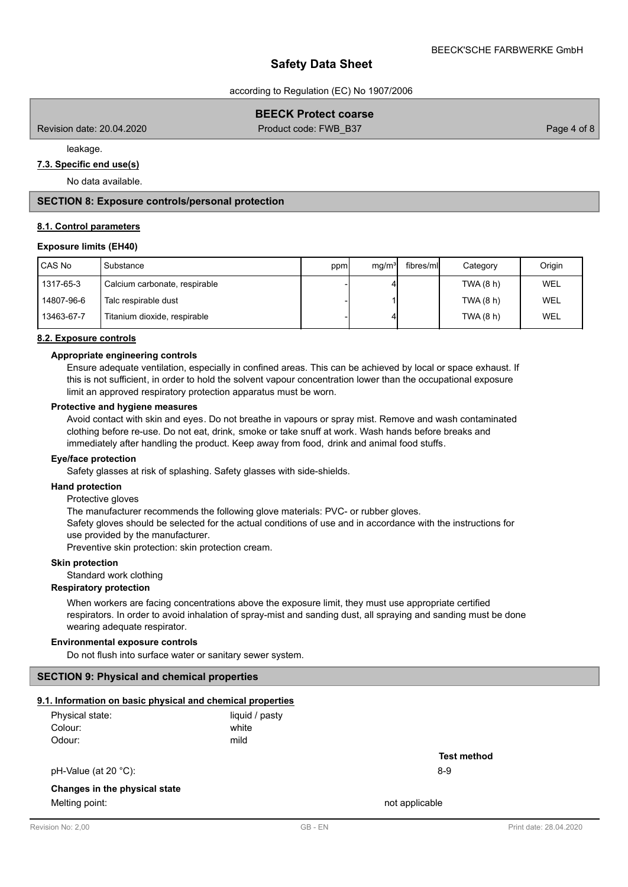leakage.

**7.3. Specific end use(s)**

No data available.

## SECTION 8: Exposure controls/personal protection

**8.1. Control parameters**

**Exposure limits (EH40)**

| CAS No | Substance | ppm | mg/m³ | fibres/ml | Category | Origin |
|---|---|---|---|---|---|---|
| 1317-65-3 | Calcium carbonate, respirable | - | 4 | | TWA (8 h) | WEL |
| 14807-96-6 | Talc respirable dust | - | 1 | | TWA (8 h) | WEL |
| 13463-67-7 | Titanium dioxide, respirable | - | 4 | | TWA (8 h) | WEL |

**8.2. Exposure controls**

**Appropriate engineering controls**

Ensure adequate ventilation, especially in confined areas. This can be achieved by local or space exhaust. If this is not sufficient, in order to hold the solvent vapour concentration lower than the occupational exposure limit an approved respiratory protection apparatus must be worn.

**Protective and hygiene measures**

Avoid contact with skin and eyes. Do not breathe in vapours or spray mist. Remove and wash contaminated clothing before re-use. Do not eat, drink, smoke or take snuff at work. Wash hands before breaks and immediately after handling the product. Keep away from food, drink and animal food stuffs.

**Eye/face protection**

Safety glasses at risk of splashing. Safety glasses with side-shields.

**Hand protection**

Protective gloves

The manufacturer recommends the following glove materials: PVC- or rubber gloves.

Safety gloves should be selected for the actual conditions of use and in accordance with the instructions for use provided by the manufacturer.

Preventive skin protection: skin protection cream.

**Skin protection**

Standard work clothing

**Respiratory protection**

When workers are facing concentrations above the exposure limit, they must use appropriate certified respirators. In order to avoid inhalation of spray-mist and sanding dust, all spraying and sanding must be done wearing adequate respirator.

**Environmental exposure controls**

Do not flush into surface water or sanitary sewer system.

## SECTION 9: Physical and chemical properties

**9.1. Information on basic physical and chemical properties**

| | | |
|---|---|---|
| Physical state: | liquid / pasty | |
| Colour: | white | |
| Odour: | mild | |
| | | **Test method** |
| pH-Value (at 20 °C): | 8-9 | |

**Changes in the physical state**

| | |
|---|---|
| Melting point: | not applicable |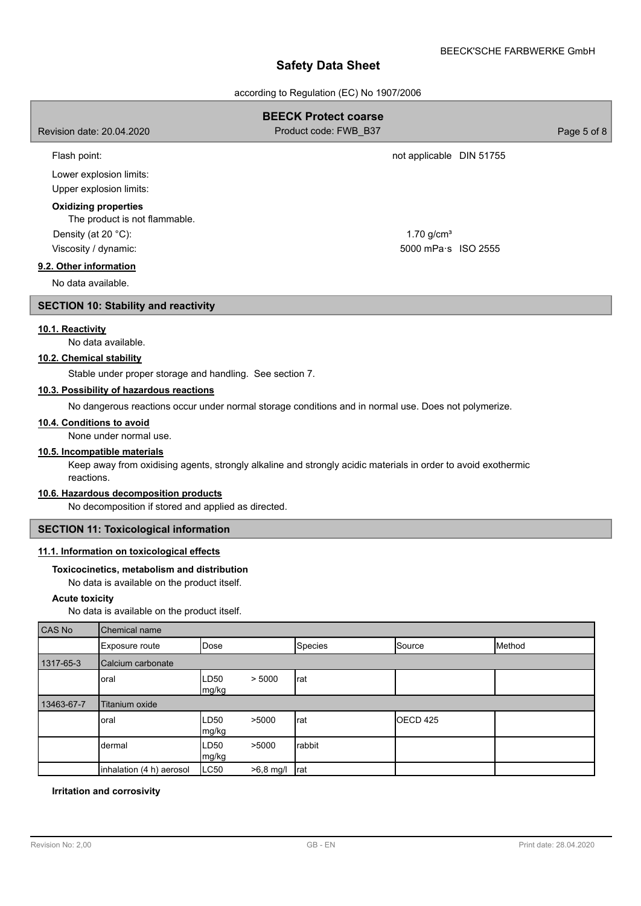Flash point: not applicable DIN 51755

Lower explosion limits:

Upper explosion limits:

**Oxidizing properties**

The product is not flammable.

Density (at 20 °C): 1.70 g/cm³

Viscosity / dynamic: 5000 mPa·s ISO 2555

**9.2. Other information**

No data available.

## SECTION 10: Stability and reactivity

**10.1. Reactivity**

No data available.

**10.2. Chemical stability**

Stable under proper storage and handling. See section 7.

**10.3. Possibility of hazardous reactions**

No dangerous reactions occur under normal storage conditions and in normal use. Does not polymerize.

**10.4. Conditions to avoid**

None under normal use.

**10.5. Incompatible materials**

Keep away from oxidising agents, strongly alkaline and strongly acidic materials in order to avoid exothermic reactions.

**10.6. Hazardous decomposition products**

No decomposition if stored and applied as directed.

## SECTION 11: Toxicological information

**11.1. Information on toxicological effects**

**Toxicocinetics, metabolism and distribution**

No data is available on the product itself.

**Acute toxicity**

No data is available on the product itself.

| CAS No | Chemical name | | | | |
|---|---|---|---|---|---|
| | Exposure route | Dose | Species | Source | Method |
| 1317-65-3 | Calcium carbonate | | | | |
| | oral | LD50 > 5000 mg/kg | rat | | |
| 13463-67-7 | Titanium oxide | | | | |
| | oral | LD50 >5000 mg/kg | rat | OECD 425 | |
| | dermal | LD50 >5000 mg/kg | rabbit | | |
| | inhalation (4 h) aerosol | LC50 >6,8 mg/l | rat | | |

**Irritation and corrosivity**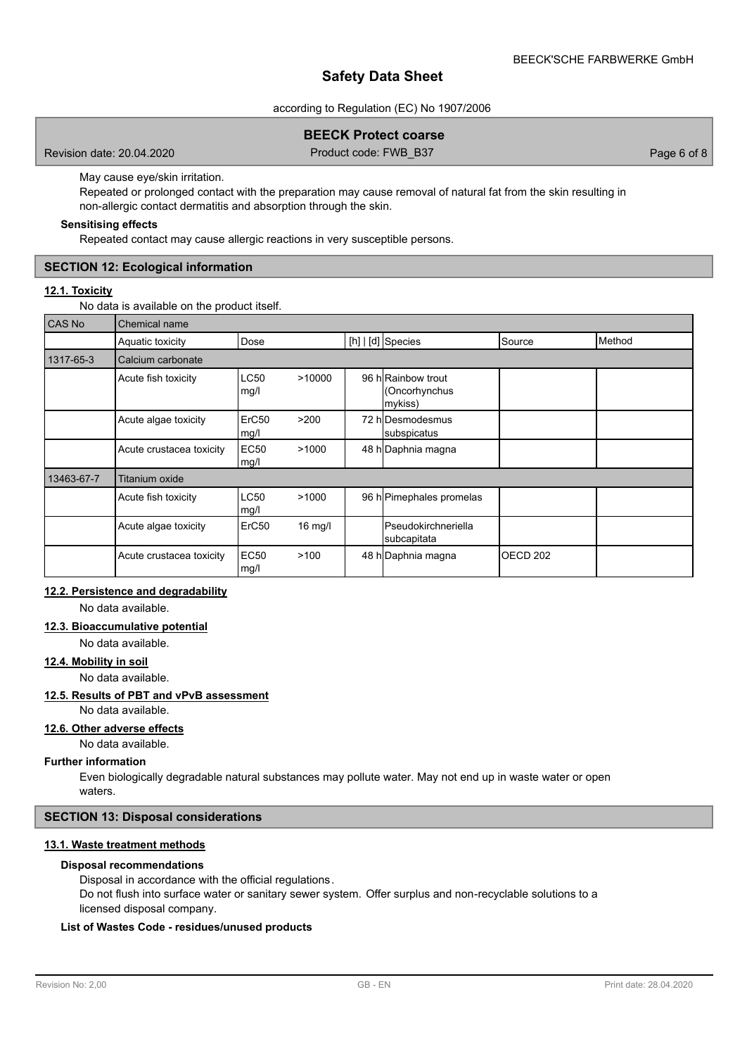May cause eye/skin irritation.

Repeated or prolonged contact with the preparation may cause removal of natural fat from the skin resulting in non-allergic contact dermatitis and absorption through the skin.

**Sensitising effects**

Repeated contact may cause allergic reactions in very susceptible persons.

## SECTION 12: Ecological information

### 12.1. Toxicity

No data is available on the product itself.

| CAS No | Chemical name | | | | | | |
|---|---|---|---|---|---|---|---|
| | Aquatic toxicity | Dose | | [h] \| [d] | Species | Source | Method |
| 1317-65-3 | Calcium carbonate | | | | | | |
| | Acute fish toxicity | LC50 mg/l | >10000 | 96 h | Rainbow trout (Oncorhynchus mykiss) | | |
| | Acute algae toxicity | ErC50 mg/l | >200 | 72 h | Desmodesmus subspicatus | | |
| | Acute crustacea toxicity | EC50 mg/l | >1000 | 48 h | Daphnia magna | | |
| 13463-67-7 | Titanium oxide | | | | | | |
| | Acute fish toxicity | LC50 mg/l | >1000 | 96 h | Pimephales promelas | | |
| | Acute algae toxicity | ErC50 | 16 mg/l | | Pseudokirchneriella subcapitata | | |
| | Acute crustacea toxicity | EC50 mg/l | >100 | 48 h | Daphnia magna | OECD 202 | |

### 12.2. Persistence and degradability

No data available.

### 12.3. Bioaccumulative potential

No data available.

### 12.4. Mobility in soil

No data available.

### 12.5. Results of PBT and vPvB assessment

No data available.

### 12.6. Other adverse effects

No data available.

**Further information**

Even biologically degradable natural substances may pollute water. May not end up in waste water or open waters.

## SECTION 13: Disposal considerations

### 13.1. Waste treatment methods

**Disposal recommendations**

Disposal in accordance with the official regulations.

Do not flush into surface water or sanitary sewer system. Offer surplus and non-recyclable solutions to a licensed disposal company.

**List of Wastes Code - residues/unused products**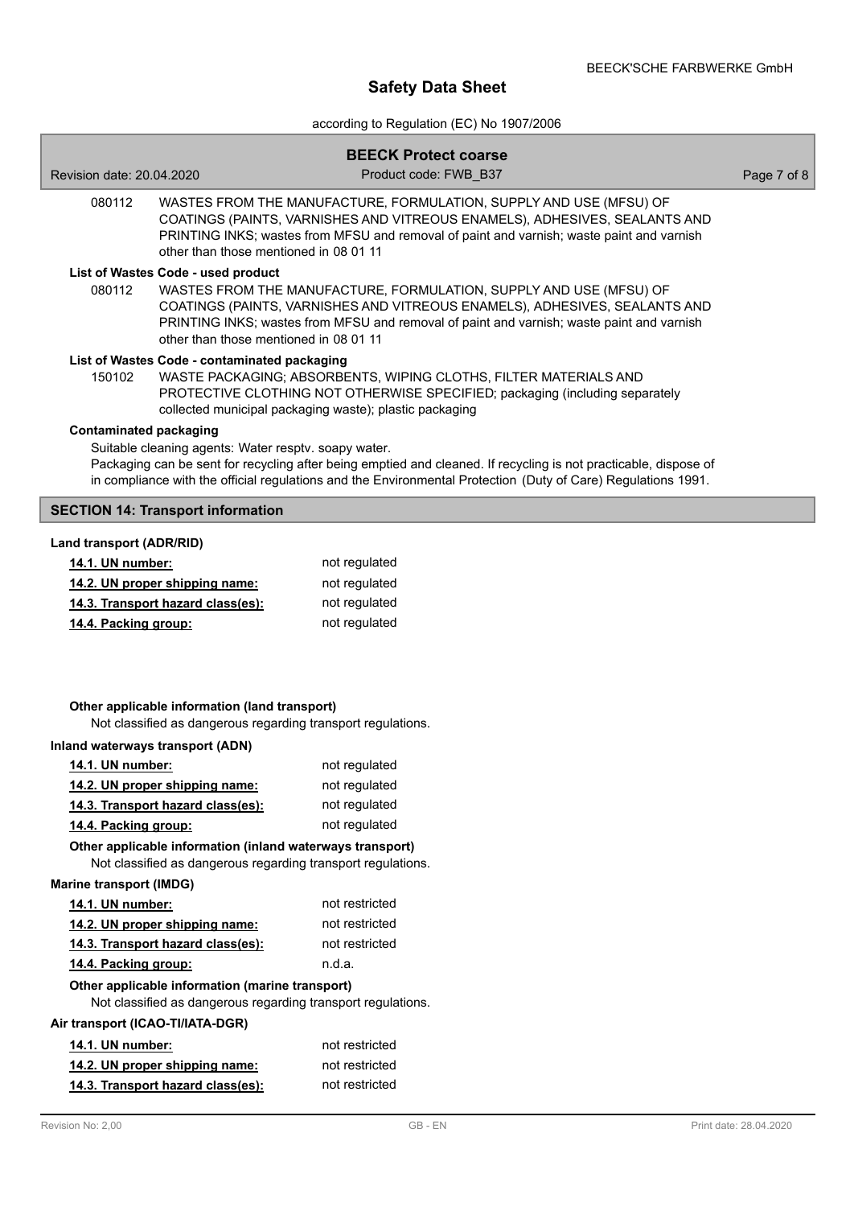080112 WASTES FROM THE MANUFACTURE, FORMULATION, SUPPLY AND USE (MFSU) OF COATINGS (PAINTS, VARNISHES AND VITREOUS ENAMELS), ADHESIVES, SEALANTS AND PRINTING INKS; wastes from MFSU and removal of paint and varnish; waste paint and varnish other than those mentioned in 08 01 11

**List of Wastes Code - used product**

080112 WASTES FROM THE MANUFACTURE, FORMULATION, SUPPLY AND USE (MFSU) OF COATINGS (PAINTS, VARNISHES AND VITREOUS ENAMELS), ADHESIVES, SEALANTS AND PRINTING INKS; wastes from MFSU and removal of paint and varnish; waste paint and varnish other than those mentioned in 08 01 11

**List of Wastes Code - contaminated packaging**

150102 WASTE PACKAGING; ABSORBENTS, WIPING CLOTHS, FILTER MATERIALS AND PROTECTIVE CLOTHING NOT OTHERWISE SPECIFIED; packaging (including separately collected municipal packaging waste); plastic packaging

**Contaminated packaging**

Suitable cleaning agents: Water resptv. soapy water.
Packaging can be sent for recycling after being emptied and cleaned. If recycling is not practicable, dispose of in compliance with the official regulations and the Environmental Protection (Duty of Care) Regulations 1991.

## SECTION 14: Transport information

**Land transport (ADR/RID)**

| | |
|---|---|
| **14.1. UN number:** | not regulated |
| **14.2. UN proper shipping name:** | not regulated |
| **14.3. Transport hazard class(es):** | not regulated |
| **14.4. Packing group:** | not regulated |

**Other applicable information (land transport)**

Not classified as dangerous regarding transport regulations.

**Inland waterways transport (ADN)**

| | |
|---|---|
| **14.1. UN number:** | not regulated |
| **14.2. UN proper shipping name:** | not regulated |
| **14.3. Transport hazard class(es):** | not regulated |
| **14.4. Packing group:** | not regulated |

**Other applicable information (inland waterways transport)**

Not classified as dangerous regarding transport regulations.

**Marine transport (IMDG)**

| | |
|---|---|
| **14.1. UN number:** | not restricted |
| **14.2. UN proper shipping name:** | not restricted |
| **14.3. Transport hazard class(es):** | not restricted |
| **14.4. Packing group:** | n.d.a. |

**Other applicable information (marine transport)**

Not classified as dangerous regarding transport regulations.

**Air transport (ICAO-TI/IATA-DGR)**

| | |
|---|---|
| **14.1. UN number:** | not restricted |
| **14.2. UN proper shipping name:** | not restricted |
| **14.3. Transport hazard class(es):** | not restricted |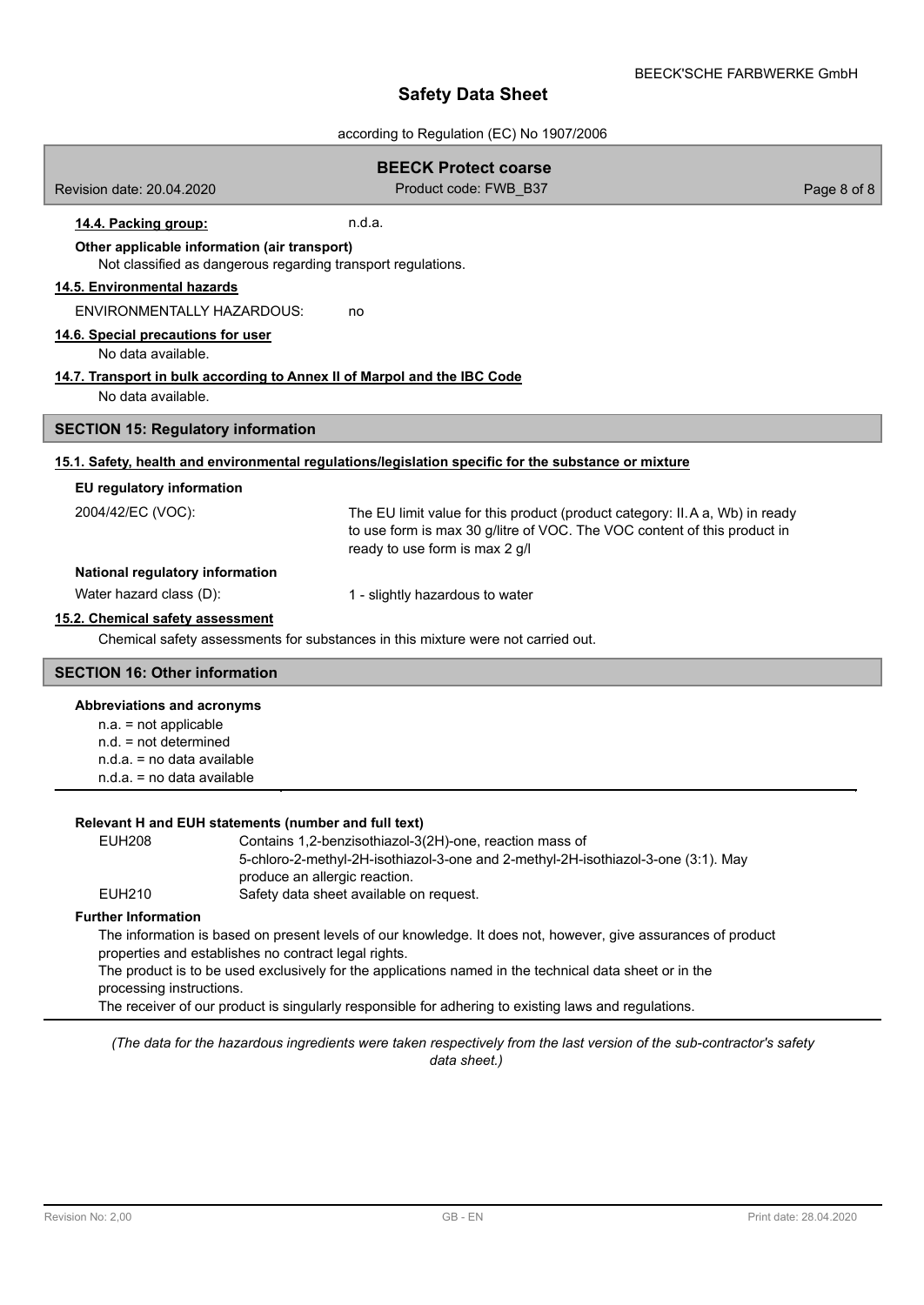#### 14.4. Packing group:

n.d.a.

**Other applicable information (air transport)**

Not classified as dangerous regarding transport regulations.

#### 14.5. Environmental hazards

ENVIRONMENTALLY HAZARDOUS: no

#### 14.6. Special precautions for user

No data available.

#### 14.7. Transport in bulk according to Annex II of Marpol and the IBC Code

No data available.

## SECTION 15: Regulatory information

### 15.1. Safety, health and environmental regulations/legislation specific for the substance or mixture

**EU regulatory information**

2004/42/EC (VOC): The EU limit value for this product (product category: II.A a, Wb) in ready to use form is max 30 g/litre of VOC. The VOC content of this product in ready to use form is max 2 g/l

**National regulatory information**

Water hazard class (D): 1 - slightly hazardous to water

### 15.2. Chemical safety assessment

Chemical safety assessments for substances in this mixture were not carried out.

## SECTION 16: Other information

**Abbreviations and acronyms**

n.a. = not applicable
n.d. = not determined
n.d.a. = no data available
n.d.a. = no data available

**Relevant H and EUH statements (number and full text)**

| | |
|---|---|
| EUH208 | Contains 1,2-benzisothiazol-3(2H)-one, reaction mass of 5-chloro-2-methyl-2H-isothiazol-3-one and 2-methyl-2H-isothiazol-3-one (3:1). May produce an allergic reaction. |
| EUH210 | Safety data sheet available on request. |

**Further Information**

The information is based on present levels of our knowledge. It does not, however, give assurances of product properties and establishes no contract legal rights.
The product is to be used exclusively for the applications named in the technical data sheet or in the processing instructions.
The receiver of our product is singularly responsible for adhering to existing laws and regulations.

*(The data for the hazardous ingredients were taken respectively from the last version of the sub-contractor's safety data sheet.)*